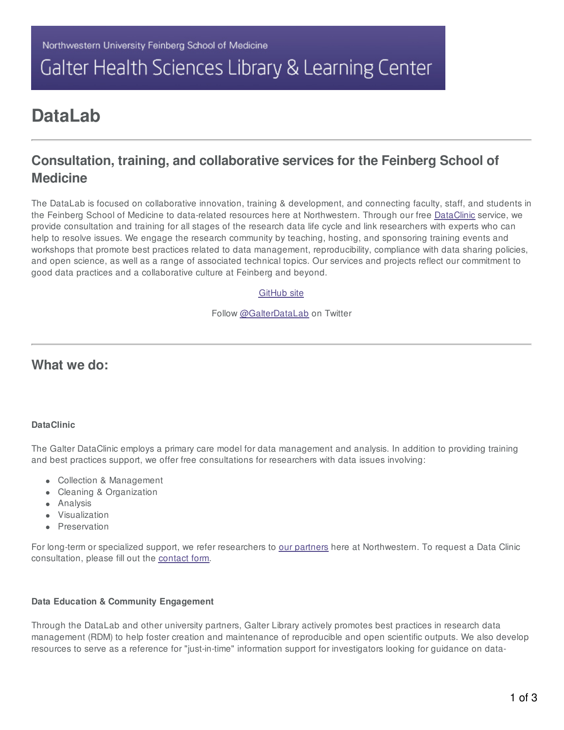Northwestern University Feinberg School of Medicine

Galter Health Sciences Library & Learning Center

# DataLab

## Consultation, training, and collaborative services for the Feinberg School of Medicine

The DataLab is focused on collaborative innovation, training & development, and connecting faculty, staff, and students in the Feinberg School of Medicine to data-related resources here at Northwestern. Through our free DataClinic service, we provide consultation and training for all stages of the research data life cycle and link researchers with experts who can help to resolve issues. We engage the research community by teaching, hosting, and sponsoring training events and workshops that promote best practices related to data management, reproducibility, compliance with data sharing policies, and open science, as well as a range of associated technical topics. Our services and projects reflect our commitment to good data practices and a collaborative culture at Feinberg and beyond.

GitHub site

Follow @GalterDataLab on Twitter

## What we do:

**DataClinic**

The Galter DataClinic employs a primary care model for data management and analysis. In addition to providing training and best practices support, we offer free consultations for researchers with data issues involving:

- Collection & Management
- Cleaning & Organization
- Analysis
- Visualization
- Preservation

For long-term or specialized support, we refer researchers to our partners here at Northwestern. To request a Data Clinic consultation, please fill out the contact form.

**Data Education & Community Engagement**

Through the DataLab and other university partners, Galter Library actively promotes best practices in research data management (RDM) to help foster creation and maintenance of reproducible and open scientific outputs. We also develop resources to serve as a reference for "just-in-time" information support for investigators looking for guidance on data-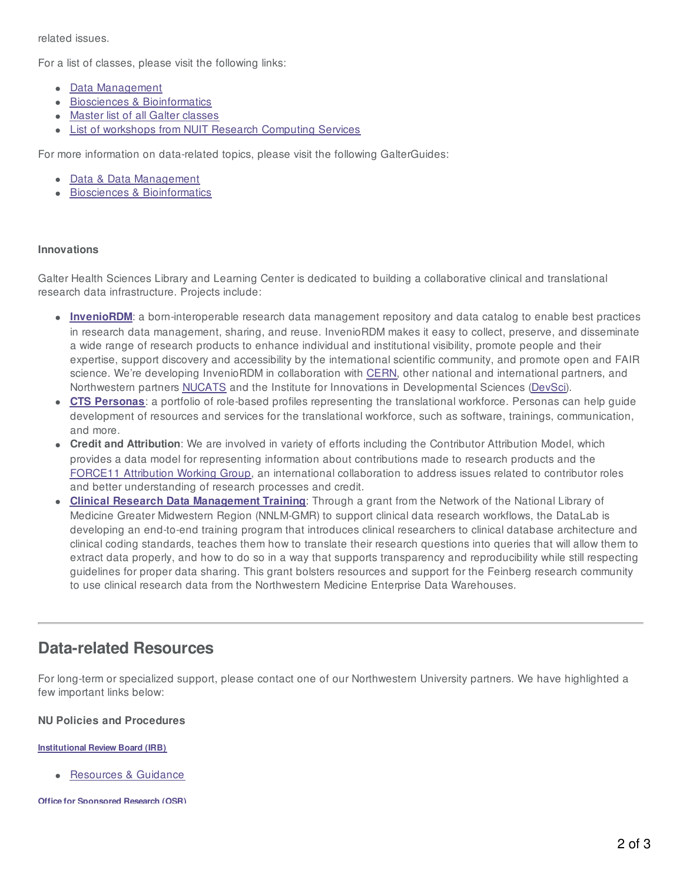related issues.

For a list of classes, please visit the following links:

- Data Management
- Biosciences & Bioinformatics
- Master list of all Galter classes
- List of workshops from NUIT Research Computing Services

For more information on data-related topics, please visit the following GalterGuides:

- Data & Data Management
- Biosciences & Bioinformatics

**Innovations**

Galter Health Sciences Library and Learning Center is dedicated to building a collaborative clinical and translational research data infrastructure. Projects include:

- **InvenioRDM**: a born-interoperable research data management repository and data catalog to enable best practices in research data management, sharing, and reuse. InvenioRDM makes it easy to collect, preserve, and disseminate a wide range of research products to enhance individual and institutional visibility, promote people and their expertise, support discovery and accessibility by the international scientific community, and promote open and FAIR science. We're developing InvenioRDM in collaboration with CERN, other national and international partners, and Northwestern partners NUCATS and the Institute for Innovations in Developmental Sciences (DevSci).
- **CTS Personas**: a portfolio of role-based profiles representing the translational workforce. Personas can help guide development of resources and services for the translational workforce, such as software, trainings, communication, and more.
- **Credit and Attribution**: We are involved in variety of efforts including the Contributor Attribution Model, which provides a data model for representing information about contributions made to research products and the FORCE11 Attribution Working Group, an international collaboration to address issues related to contributor roles and better understanding of research processes and credit.
- **Clinical Research Data Management Training**: Through a grant from the Network of the National Library of Medicine Greater Midwestern Region (NNLM-GMR) to support clinical data research workflows, the DataLab is developing an end-to-end training program that introduces clinical researchers to clinical database architecture and clinical coding standards, teaches them how to translate their research questions into queries that will allow them to extract data properly, and how to do so in a way that supports transparency and reproducibility while still respecting guidelines for proper data sharing. This grant bolsters resources and support for the Feinberg research community to use clinical research data from the Northwestern Medicine Enterprise Data Warehouses.

---

## Data-related Resources

For long-term or specialized support, please contact one of our Northwestern University partners. We have highlighted a few important links below:

**NU Policies and Procedures**

###### Institutional Review Board (IRB)

- Resources & Guidance

###### Office for Sponsored Research (OSR)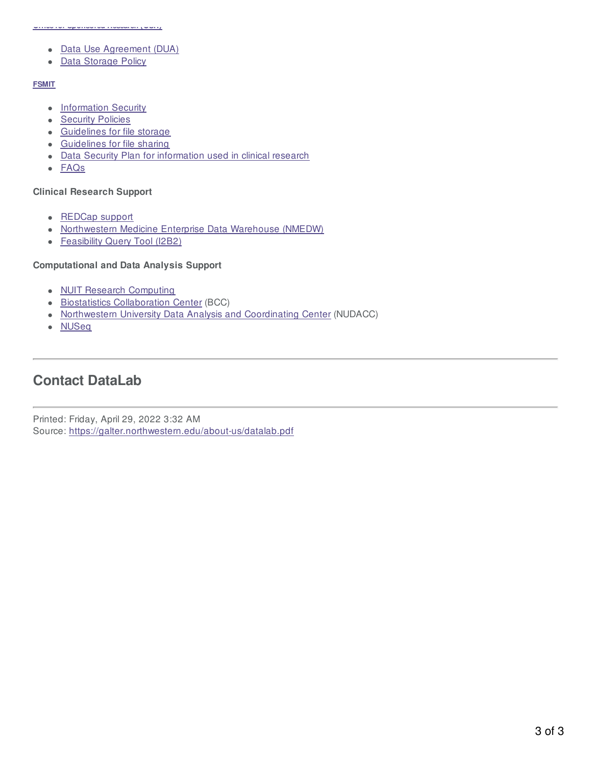Office for Sponsored Research (OSR)

- Data Use Agreement (DUA)
- Data Storage Policy

**FSMIT**

- Information Security
- Security Policies
- Guidelines for file storage
- Guidelines for file sharing
- Data Security Plan for information used in clinical research
- FAQs

**Clinical Research Support**

- REDCap support
- Northwestern Medicine Enterprise Data Warehouse (NMEDW)
- Feasibility Query Tool (I2B2)

**Computational and Data Analysis Support**

- NUIT Research Computing
- Biostatistics Collaboration Center (BCC)
- Northwestern University Data Analysis and Coordinating Center (NUDACC)
- NUSeq

---

## Contact DataLab

---

Printed: Friday, April 29, 2022 3:32 AM
Source: https://galter.northwestern.edu/about-us/datalab.pdf